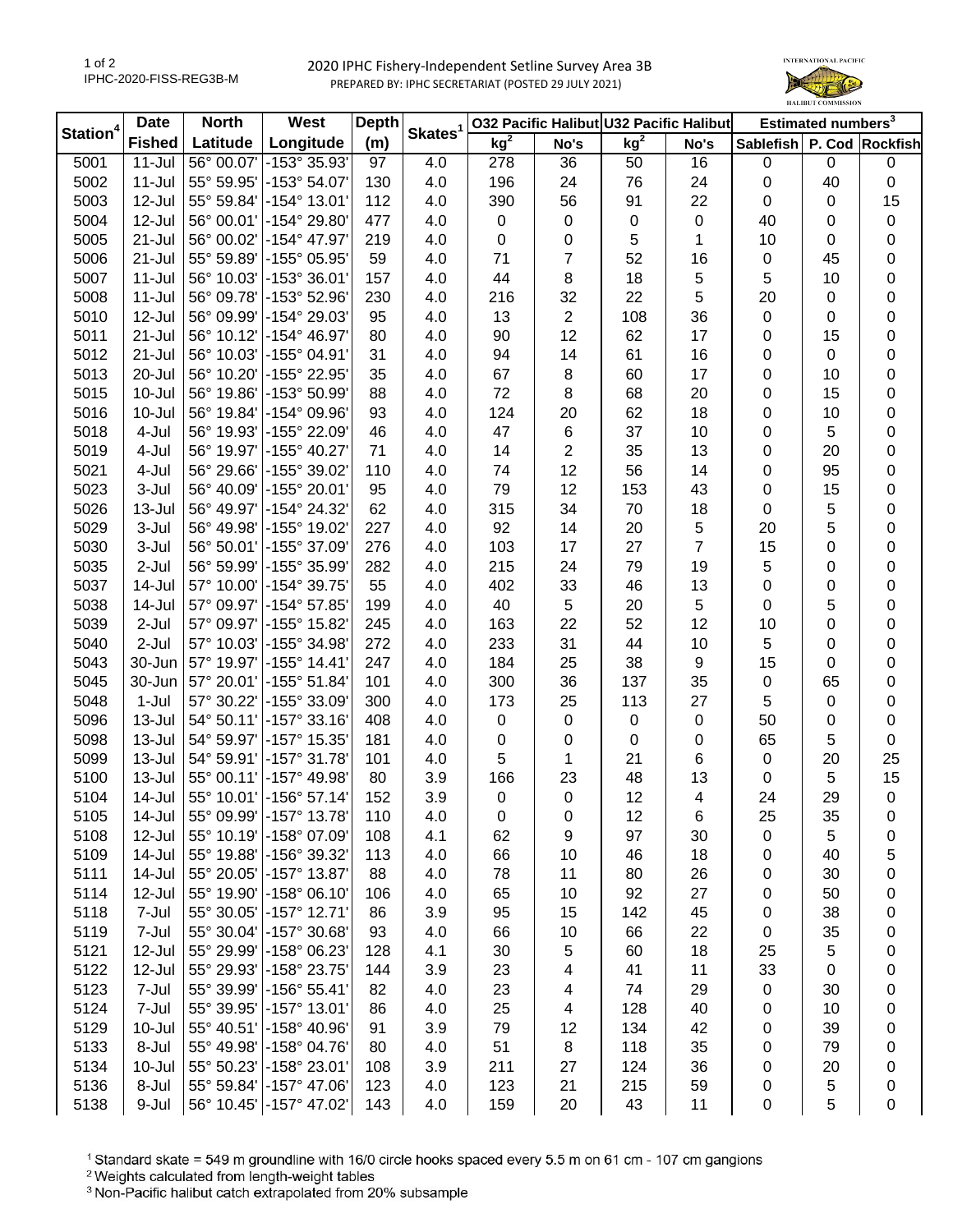2020 IPHC Fishery-Independent Setline Survey Area 3B

PREPARED BY: IPHC SECRETARIAT (POSTED 29 JULY 2021)

IPHC-2020-FISS-REG3B-M

| Station[4] | Date Fished | North Latitude | West Longitude | Depth (m) | Skates[1] | O32 Pacific Halibut | | U32 Pacific Halibut | | Estimated numbers[3] | | |
|---|---|---|---|---|---|---|---|---|---|---|---|---|
| | | | | | | kg[2] | No's | kg[2] | No's | Sablefish | P. Cod | Rockfish |
| 5001 | 11-Jul | 56° 00.07' | -153° 35.93' | 97 | 4.0 | 278 | 36 | 50 | 16 | 0 | 0 | 0 |
| 5002 | 11-Jul | 55° 59.95' | -153° 54.07' | 130 | 4.0 | 196 | 24 | 76 | 24 | 0 | 40 | 0 |
| 5003 | 12-Jul | 55° 59.84' | -154° 13.01' | 112 | 4.0 | 390 | 56 | 91 | 22 | 0 | 0 | 15 |
| 5004 | 12-Jul | 56° 00.01' | -154° 29.80' | 477 | 4.0 | 0 | 0 | 0 | 0 | 40 | 0 | 0 |
| 5005 | 21-Jul | 56° 00.02' | -154° 47.97' | 219 | 4.0 | 0 | 0 | 5 | 1 | 10 | 0 | 0 |
| 5006 | 21-Jul | 55° 59.89' | -155° 05.95' | 59 | 4.0 | 71 | 7 | 52 | 16 | 0 | 45 | 0 |
| 5007 | 11-Jul | 56° 10.03' | -153° 36.01' | 157 | 4.0 | 44 | 8 | 18 | 5 | 5 | 10 | 0 |
| 5008 | 11-Jul | 56° 09.78' | -153° 52.96' | 230 | 4.0 | 216 | 32 | 22 | 5 | 20 | 0 | 0 |
| 5010 | 12-Jul | 56° 09.99' | -154° 29.03' | 95 | 4.0 | 13 | 2 | 108 | 36 | 0 | 0 | 0 |
| 5011 | 21-Jul | 56° 10.12' | -154° 46.97' | 80 | 4.0 | 90 | 12 | 62 | 17 | 0 | 15 | 0 |
| 5012 | 21-Jul | 56° 10.03' | -155° 04.91' | 31 | 4.0 | 94 | 14 | 61 | 16 | 0 | 0 | 0 |
| 5013 | 20-Jul | 56° 10.20' | -155° 22.95' | 35 | 4.0 | 67 | 8 | 60 | 17 | 0 | 10 | 0 |
| 5015 | 10-Jul | 56° 19.86' | -153° 50.99' | 88 | 4.0 | 72 | 8 | 68 | 20 | 0 | 15 | 0 |
| 5016 | 10-Jul | 56° 19.84' | -154° 09.96' | 93 | 4.0 | 124 | 20 | 62 | 18 | 0 | 10 | 0 |
| 5018 | 4-Jul | 56° 19.93' | -155° 22.09' | 46 | 4.0 | 47 | 6 | 37 | 10 | 0 | 5 | 0 |
| 5019 | 4-Jul | 56° 19.97' | -155° 40.27' | 71 | 4.0 | 14 | 2 | 35 | 13 | 0 | 20 | 0 |
| 5021 | 4-Jul | 56° 29.66' | -155° 39.02' | 110 | 4.0 | 74 | 12 | 56 | 14 | 0 | 95 | 0 |
| 5023 | 3-Jul | 56° 40.09' | -155° 20.01' | 95 | 4.0 | 79 | 12 | 153 | 43 | 0 | 15 | 0 |
| 5026 | 13-Jul | 56° 49.97' | -154° 24.32' | 62 | 4.0 | 315 | 34 | 70 | 18 | 0 | 5 | 0 |
| 5029 | 3-Jul | 56° 49.98' | -155° 19.02' | 227 | 4.0 | 92 | 14 | 20 | 5 | 20 | 5 | 0 |
| 5030 | 3-Jul | 56° 50.01' | -155° 37.09' | 276 | 4.0 | 103 | 17 | 27 | 7 | 15 | 0 | 0 |
| 5035 | 2-Jul | 56° 59.99' | -155° 35.99' | 282 | 4.0 | 215 | 24 | 79 | 19 | 5 | 0 | 0 |
| 5037 | 14-Jul | 57° 10.00' | -154° 39.75' | 55 | 4.0 | 402 | 33 | 46 | 13 | 0 | 0 | 0 |
| 5038 | 14-Jul | 57° 09.97' | -154° 57.85' | 199 | 4.0 | 40 | 5 | 20 | 5 | 0 | 5 | 0 |
| 5039 | 2-Jul | 57° 09.97' | -155° 15.82' | 245 | 4.0 | 163 | 22 | 52 | 12 | 10 | 0 | 0 |
| 5040 | 2-Jul | 57° 10.03' | -155° 34.98' | 272 | 4.0 | 233 | 31 | 44 | 10 | 5 | 0 | 0 |
| 5043 | 30-Jun | 57° 19.97' | -155° 14.41' | 247 | 4.0 | 184 | 25 | 38 | 9 | 15 | 0 | 0 |
| 5045 | 30-Jun | 57° 20.01' | -155° 51.84' | 101 | 4.0 | 300 | 36 | 137 | 35 | 0 | 65 | 0 |
| 5048 | 1-Jul | 57° 30.22' | -155° 33.09' | 300 | 4.0 | 173 | 25 | 113 | 27 | 5 | 0 | 0 |
| 5096 | 13-Jul | 54° 50.11' | -157° 33.16' | 408 | 4.0 | 0 | 0 | 0 | 0 | 50 | 0 | 0 |
| 5098 | 13-Jul | 54° 59.97' | -157° 15.35' | 181 | 4.0 | 0 | 0 | 0 | 0 | 65 | 5 | 0 |
| 5099 | 13-Jul | 54° 59.91' | -157° 31.78' | 101 | 4.0 | 5 | 1 | 21 | 6 | 0 | 20 | 25 |
| 5100 | 13-Jul | 55° 00.11' | -157° 49.98' | 80 | 3.9 | 166 | 23 | 48 | 13 | 0 | 5 | 15 |
| 5104 | 14-Jul | 55° 10.01' | -156° 57.14' | 152 | 3.9 | 0 | 0 | 12 | 4 | 24 | 29 | 0 |
| 5105 | 14-Jul | 55° 09.99' | -157° 13.78' | 110 | 4.0 | 0 | 0 | 12 | 6 | 25 | 35 | 0 |
| 5108 | 12-Jul | 55° 10.19' | -158° 07.09' | 108 | 4.1 | 62 | 9 | 97 | 30 | 0 | 5 | 0 |
| 5109 | 14-Jul | 55° 19.88' | -156° 39.32' | 113 | 4.0 | 66 | 10 | 46 | 18 | 0 | 40 | 5 |
| 5111 | 14-Jul | 55° 20.05' | -157° 13.87' | 88 | 4.0 | 78 | 11 | 80 | 26 | 0 | 30 | 0 |
| 5114 | 12-Jul | 55° 19.90' | -158° 06.10' | 106 | 4.0 | 65 | 10 | 92 | 27 | 0 | 50 | 0 |
| 5118 | 7-Jul | 55° 30.05' | -157° 12.71' | 86 | 3.9 | 95 | 15 | 142 | 45 | 0 | 38 | 0 |
| 5119 | 7-Jul | 55° 30.04' | -157° 30.68' | 93 | 4.0 | 66 | 10 | 66 | 22 | 0 | 35 | 0 |
| 5121 | 12-Jul | 55° 29.99' | -158° 06.23' | 128 | 4.1 | 30 | 5 | 60 | 18 | 25 | 5 | 0 |
| 5122 | 12-Jul | 55° 29.93' | -158° 23.75' | 144 | 3.9 | 23 | 4 | 41 | 11 | 33 | 0 | 0 |
| 5123 | 7-Jul | 55° 39.99' | -156° 55.41' | 82 | 4.0 | 23 | 4 | 74 | 29 | 0 | 30 | 0 |
| 5124 | 7-Jul | 55° 39.95' | -157° 13.01' | 86 | 4.0 | 25 | 4 | 128 | 40 | 0 | 10 | 0 |
| 5129 | 10-Jul | 55° 40.51' | -158° 40.96' | 91 | 3.9 | 79 | 12 | 134 | 42 | 0 | 39 | 0 |
| 5133 | 8-Jul | 55° 49.98' | -158° 04.76' | 80 | 4.0 | 51 | 8 | 118 | 35 | 0 | 79 | 0 |
| 5134 | 10-Jul | 55° 50.23' | -158° 23.01' | 108 | 3.9 | 211 | 27 | 124 | 36 | 0 | 20 | 0 |
| 5136 | 8-Jul | 55° 59.84' | -157° 47.06' | 123 | 4.0 | 123 | 21 | 215 | 59 | 0 | 5 | 0 |
| 5138 | 9-Jul | 56° 10.45' | -157° 47.02' | 143 | 4.0 | 159 | 20 | 43 | 11 | 0 | 5 | 0 |

[1] Standard skate = 549 m groundline with 16/0 circle hooks spaced every 5.5 m on 61 cm - 107 cm gangions

[2] Weights calculated from length-weight tables

[3] Non-Pacific halibut catch extrapolated from 20% subsample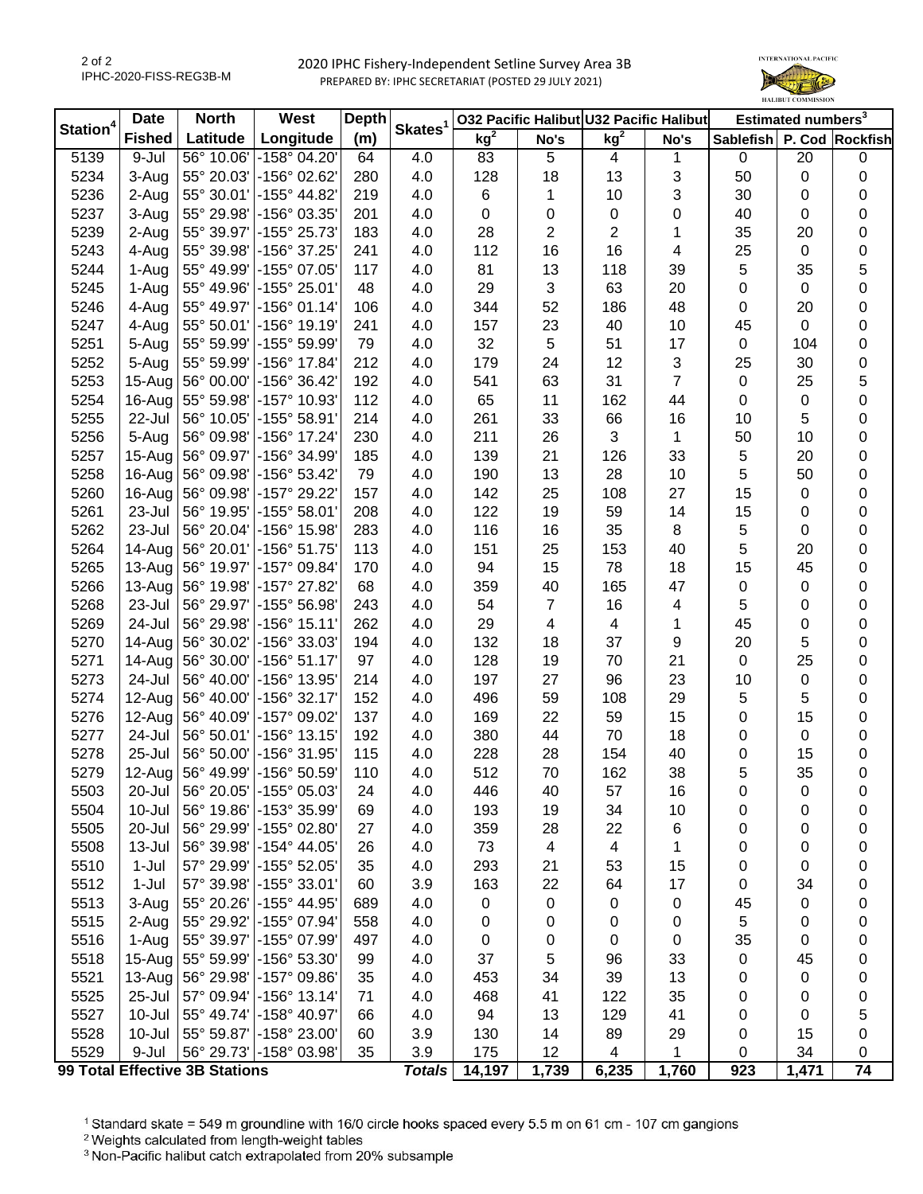2020 IPHC Fishery-Independent Setline Survey Area 3B

PREPARED BY: IPHC SECRETARIAT (POSTED 29 JULY 2021)

| Station[4] | Date | North | West | Depth | Skates[1] | O32 Pacific Halibut | | U32 Pacific Halibut | | Estimated numbers[3] | | |
|---|---|---|---|---|---|---|---|---|---|---|---|---|
| | Fished | Latitude | Longitude | (m) | | kg[2] | No's | kg[2] | No's | Sablefish | P. Cod | Rockfish |
| 5139 | 9-Jul | 56° 10.06' | -158° 04.20' | 64 | 4.0 | 83 | 5 | 4 | 1 | 0 | 20 | 0 |
| 5234 | 3-Aug | 55° 20.03' | -156° 02.62' | 280 | 4.0 | 128 | 18 | 13 | 3 | 50 | 0 | 0 |
| 5236 | 2-Aug | 55° 30.01' | -155° 44.82' | 219 | 4.0 | 6 | 1 | 10 | 3 | 30 | 0 | 0 |
| 5237 | 3-Aug | 55° 29.98' | -156° 03.35' | 201 | 4.0 | 0 | 0 | 0 | 0 | 40 | 0 | 0 |
| 5239 | 2-Aug | 55° 39.97' | -155° 25.73' | 183 | 4.0 | 28 | 2 | 2 | 1 | 35 | 20 | 0 |
| 5243 | 4-Aug | 55° 39.98' | -156° 37.25' | 241 | 4.0 | 112 | 16 | 16 | 4 | 25 | 0 | 0 |
| 5244 | 1-Aug | 55° 49.99' | -155° 07.05' | 117 | 4.0 | 81 | 13 | 118 | 39 | 5 | 35 | 5 |
| 5245 | 1-Aug | 55° 49.96' | -155° 25.01' | 48 | 4.0 | 29 | 3 | 63 | 20 | 0 | 0 | 0 |
| 5246 | 4-Aug | 55° 49.97' | -156° 01.14' | 106 | 4.0 | 344 | 52 | 186 | 48 | 0 | 20 | 0 |
| 5247 | 4-Aug | 55° 50.01' | -156° 19.19' | 241 | 4.0 | 157 | 23 | 40 | 10 | 45 | 0 | 0 |
| 5251 | 5-Aug | 55° 59.99' | -155° 59.99' | 79 | 4.0 | 32 | 5 | 51 | 17 | 0 | 104 | 0 |
| 5252 | 5-Aug | 55° 59.99' | -156° 17.84' | 212 | 4.0 | 179 | 24 | 12 | 3 | 25 | 30 | 0 |
| 5253 | 15-Aug | 56° 00.00' | -156° 36.42' | 192 | 4.0 | 541 | 63 | 31 | 7 | 0 | 25 | 5 |
| 5254 | 16-Aug | 55° 59.98' | -157° 10.93' | 112 | 4.0 | 65 | 11 | 162 | 44 | 0 | 0 | 0 |
| 5255 | 22-Jul | 56° 10.05' | -155° 58.91' | 214 | 4.0 | 261 | 33 | 66 | 16 | 10 | 5 | 0 |
| 5256 | 5-Aug | 56° 09.98' | -156° 17.24' | 230 | 4.0 | 211 | 26 | 3 | 1 | 50 | 10 | 0 |
| 5257 | 15-Aug | 56° 09.97' | -156° 34.99' | 185 | 4.0 | 139 | 21 | 126 | 33 | 5 | 20 | 0 |
| 5258 | 16-Aug | 56° 09.98' | -156° 53.42' | 79 | 4.0 | 190 | 13 | 28 | 10 | 5 | 50 | 0 |
| 5260 | 16-Aug | 56° 09.98' | -157° 29.22' | 157 | 4.0 | 142 | 25 | 108 | 27 | 15 | 0 | 0 |
| 5261 | 23-Jul | 56° 19.95' | -155° 58.01' | 208 | 4.0 | 122 | 19 | 59 | 14 | 15 | 0 | 0 |
| 5262 | 23-Jul | 56° 20.04' | -156° 15.98' | 283 | 4.0 | 116 | 16 | 35 | 8 | 5 | 0 | 0 |
| 5264 | 14-Aug | 56° 20.01' | -156° 51.75' | 113 | 4.0 | 151 | 25 | 153 | 40 | 5 | 20 | 0 |
| 5265 | 13-Aug | 56° 19.97' | -157° 09.84' | 170 | 4.0 | 94 | 15 | 78 | 18 | 15 | 45 | 0 |
| 5266 | 13-Aug | 56° 19.98' | -157° 27.82' | 68 | 4.0 | 359 | 40 | 165 | 47 | 0 | 0 | 0 |
| 5268 | 23-Jul | 56° 29.97' | -155° 56.98' | 243 | 4.0 | 54 | 7 | 16 | 4 | 5 | 0 | 0 |
| 5269 | 24-Jul | 56° 29.98' | -156° 15.11' | 262 | 4.0 | 29 | 4 | 4 | 1 | 45 | 0 | 0 |
| 5270 | 14-Aug | 56° 30.02' | -156° 33.03' | 194 | 4.0 | 132 | 18 | 37 | 9 | 20 | 5 | 0 |
| 5271 | 14-Aug | 56° 30.00' | -156° 51.17' | 97 | 4.0 | 128 | 19 | 70 | 21 | 0 | 25 | 0 |
| 5273 | 24-Jul | 56° 40.00' | -156° 13.95' | 214 | 4.0 | 197 | 27 | 96 | 23 | 10 | 0 | 0 |
| 5274 | 12-Aug | 56° 40.00' | -156° 32.17' | 152 | 4.0 | 496 | 59 | 108 | 29 | 5 | 5 | 0 |
| 5276 | 12-Aug | 56° 40.09' | -157° 09.02' | 137 | 4.0 | 169 | 22 | 59 | 15 | 0 | 15 | 0 |
| 5277 | 24-Jul | 56° 50.01' | -156° 13.15' | 192 | 4.0 | 380 | 44 | 70 | 18 | 0 | 0 | 0 |
| 5278 | 25-Jul | 56° 50.00' | -156° 31.95' | 115 | 4.0 | 228 | 28 | 154 | 40 | 0 | 15 | 0 |
| 5279 | 12-Aug | 56° 49.99' | -156° 50.59' | 110 | 4.0 | 512 | 70 | 162 | 38 | 5 | 35 | 0 |
| 5503 | 20-Jul | 56° 20.05' | -155° 05.03' | 24 | 4.0 | 446 | 40 | 57 | 16 | 0 | 0 | 0 |
| 5504 | 10-Jul | 56° 19.86' | -153° 35.99' | 69 | 4.0 | 193 | 19 | 34 | 10 | 0 | 0 | 0 |
| 5505 | 20-Jul | 56° 29.99' | -155° 02.80' | 27 | 4.0 | 359 | 28 | 22 | 6 | 0 | 0 | 0 |
| 5508 | 13-Jul | 56° 39.98' | -154° 44.05' | 26 | 4.0 | 73 | 4 | 4 | 1 | 0 | 0 | 0 |
| 5510 | 1-Jul | 57° 29.99' | -155° 52.05' | 35 | 4.0 | 293 | 21 | 53 | 15 | 0 | 0 | 0 |
| 5512 | 1-Jul | 57° 39.98' | -155° 33.01' | 60 | 3.9 | 163 | 22 | 64 | 17 | 0 | 34 | 0 |
| 5513 | 3-Aug | 55° 20.26' | -155° 44.95' | 689 | 4.0 | 0 | 0 | 0 | 0 | 45 | 0 | 0 |
| 5515 | 2-Aug | 55° 29.92' | -155° 07.94' | 558 | 4.0 | 0 | 0 | 0 | 0 | 5 | 0 | 0 |
| 5516 | 1-Aug | 55° 39.97' | -155° 07.99' | 497 | 4.0 | 0 | 0 | 0 | 0 | 35 | 0 | 0 |
| 5518 | 15-Aug | 55° 59.99' | -156° 53.30' | 99 | 4.0 | 37 | 5 | 96 | 33 | 0 | 45 | 0 |
| 5521 | 13-Aug | 56° 29.98' | -157° 09.86' | 35 | 4.0 | 453 | 34 | 39 | 13 | 0 | 0 | 0 |
| 5525 | 25-Jul | 57° 09.94' | -156° 13.14' | 71 | 4.0 | 468 | 41 | 122 | 35 | 0 | 0 | 0 |
| 5527 | 10-Jul | 55° 49.74' | -158° 40.97' | 66 | 4.0 | 94 | 13 | 129 | 41 | 0 | 0 | 5 |
| 5528 | 10-Jul | 55° 59.87' | -158° 23.00' | 60 | 3.9 | 130 | 14 | 89 | 29 | 0 | 15 | 0 |
| 5529 | 9-Jul | 56° 29.73' | -158° 03.98' | 35 | 3.9 | 175 | 12 | 4 | 1 | 0 | 34 | 0 |
| **99 Total Effective 3B Stations** | | | | | ***Totals*** | **14,197** | **1,739** | **6,235** | **1,760** | **923** | **1,471** | **74** |

[1] Standard skate = 549 m groundline with 16/0 circle hooks spaced every 5.5 m on 61 cm - 107 cm gangions

[2] Weights calculated from length-weight tables

[3] Non-Pacific halibut catch extrapolated from 20% subsample